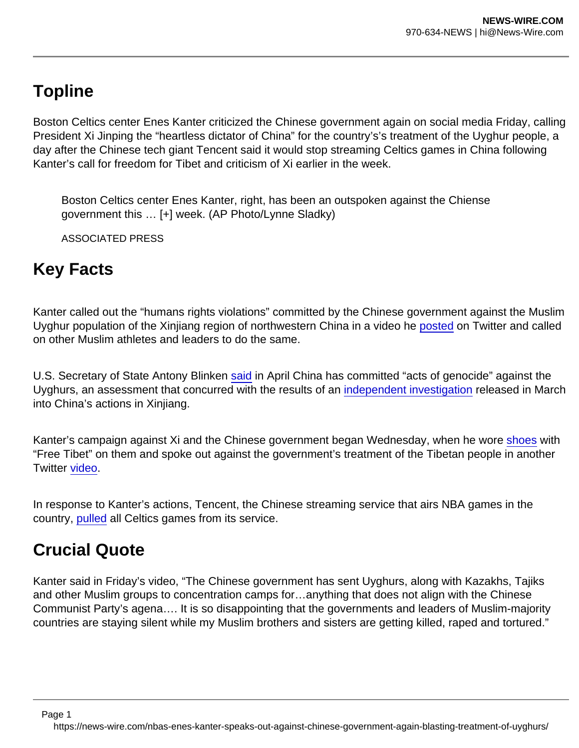## Topline

Boston Celtics center Enes Kanter criticized the Chinese government again on social media Friday, calling President Xi Jinping the “heartless dictator of China” for the country’s’s treatment of the Uyghur people, a day after the Chinese tech giant Tencent said it would stop streaming Celtics games in China following Kanter’s call for freedom for Tibet and criticism of Xi earlier in the week.

Boston Celtics center Enes Kanter, right, has been an outspoken against the Chiense government this … [+] week. (AP Photo/Lynne Sladky)

ASSOCIATED PRESS

## Key Facts

Kanter called out the “humans rights violations” committed by the Chinese government against the Muslim Uyghur population of the Xinjiang region of northwestern China in a video he posted on Twitter and called on other Muslim athletes and leaders to do the same.

U.S. Secretary of State Antony Blinken said in April China has committed “acts of genocide” against the Uyghurs, an assessment that concurred with the results of an independent investigation released in March into China’s actions in Xinjiang.

Kanter’s campaign against Xi and the Chinese government began Wednesday, when he wore shoes with “Free Tibet” on them and spoke out against the government’s treatment of the Tibetan people in another Twitter video.

In response to Kanter’s actions, Tencent, the Chinese streaming service that airs NBA games in the country, pulled all Celtics games from its service.

## Crucial Quote

Kanter said in Friday’s video, “The Chinese government has sent Uyghurs, along with Kazakhs, Tajiks and other Muslim groups to concentration camps for…anything that does not align with the Chinese Communist Party’s agena…. It is so disappointing that the governments and leaders of Muslim-majority countries are staying silent while my Muslim brothers and sisters are getting killed, raped and tortured.”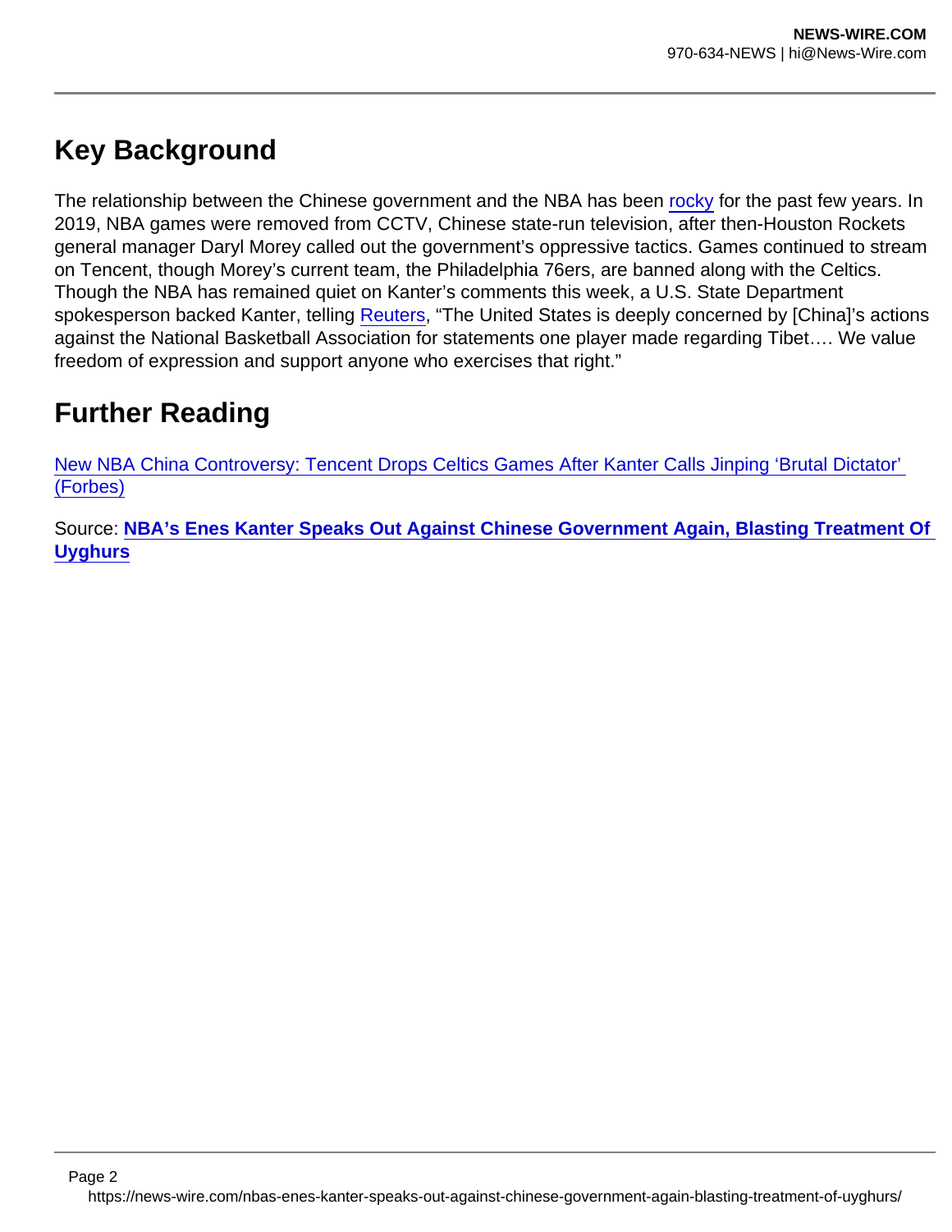## Key Background

The relationship between the Chinese government and the NBA has been rocky for the past few years. In 2019, NBA games were removed from CCTV, Chinese state-run television, after then-Houston Rockets general manager Daryl Morey called out the government's oppressive tactics. Games continued to stream on Tencent, though Morey's current team, the Philadelphia 76ers, are banned along with the Celtics. Though the NBA has remained quiet on Kanter's comments this week, a U.S. State Department spokesperson backed Kanter, telling Reuters, "The United States is deeply concerned by [China]'s actions against the National Basketball Association for statements one player made regarding Tibet…. We value freedom of expression and support anyone who exercises that right."

## Further Reading

New NBA China Controversy: Tencent Drops Celtics Games After Kanter Calls Jinping 'Brutal Dictator' (Forbes)

Source: **NBA's Enes Kanter Speaks Out Against Chinese Government Again, Blasting Treatment Of Uyghurs**